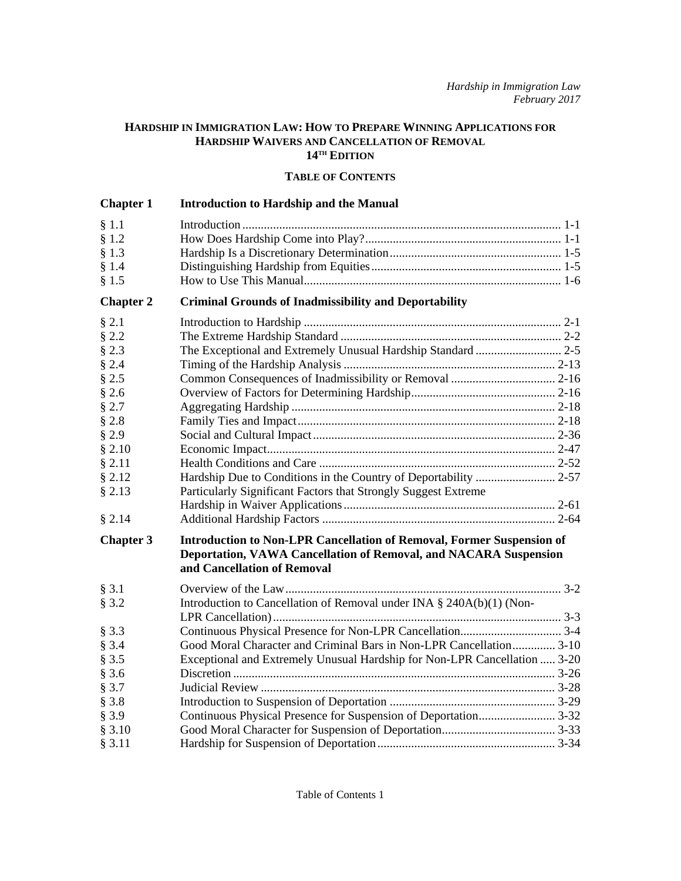## HARDSHIP IN IMMIGRATION LAW: HOW TO PREPARE WINNING APPLICATIONS FOR HARDSHIP WAIVERS AND CANCELLATION OF REMOVAL
## 14TH EDITION

### TABLE OF CONTENTS

| | | |
|---|---|---|
| **Chapter 1** | **Introduction to Hardship and the Manual** | |
| § 1.1 | Introduction | 1-1 |
| § 1.2 | How Does Hardship Come into Play? | 1-1 |
| § 1.3 | Hardship Is a Discretionary Determination | 1-5 |
| § 1.4 | Distinguishing Hardship from Equities | 1-5 |
| § 1.5 | How to Use This Manual | 1-6 |
| **Chapter 2** | **Criminal Grounds of Inadmissibility and Deportability** | |
| § 2.1 | Introduction to Hardship | 2-1 |
| § 2.2 | The Extreme Hardship Standard | 2-2 |
| § 2.3 | The Exceptional and Extremely Unusual Hardship Standard | 2-5 |
| § 2.4 | Timing of the Hardship Analysis | 2-13 |
| § 2.5 | Common Consequences of Inadmissibility or Removal | 2-16 |
| § 2.6 | Overview of Factors for Determining Hardship | 2-16 |
| § 2.7 | Aggregating Hardship | 2-18 |
| § 2.8 | Family Ties and Impact | 2-18 |
| § 2.9 | Social and Cultural Impact | 2-36 |
| § 2.10 | Economic Impact | 2-47 |
| § 2.11 | Health Conditions and Care | 2-52 |
| § 2.12 | Hardship Due to Conditions in the Country of Deportability | 2-57 |
| § 2.13 | Particularly Significant Factors that Strongly Suggest Extreme Hardship in Waiver Applications | 2-61 |
| § 2.14 | Additional Hardship Factors | 2-64 |
| **Chapter 3** | **Introduction to Non-LPR Cancellation of Removal, Former Suspension of Deportation, VAWA Cancellation of Removal, and NACARA Suspension and Cancellation of Removal** | |
| § 3.1 | Overview of the Law | 3-2 |
| § 3.2 | Introduction to Cancellation of Removal under INA § 240A(b)(1) (Non-LPR Cancellation) | 3-3 |
| § 3.3 | Continuous Physical Presence for Non-LPR Cancellation | 3-4 |
| § 3.4 | Good Moral Character and Criminal Bars in Non-LPR Cancellation | 3-10 |
| § 3.5 | Exceptional and Extremely Unusual Hardship for Non-LPR Cancellation | 3-20 |
| § 3.6 | Discretion | 3-26 |
| § 3.7 | Judicial Review | 3-28 |
| § 3.8 | Introduction to Suspension of Deportation | 3-29 |
| § 3.9 | Continuous Physical Presence for Suspension of Deportation | 3-32 |
| § 3.10 | Good Moral Character for Suspension of Deportation | 3-33 |
| § 3.11 | Hardship for Suspension of Deportation | 3-34 |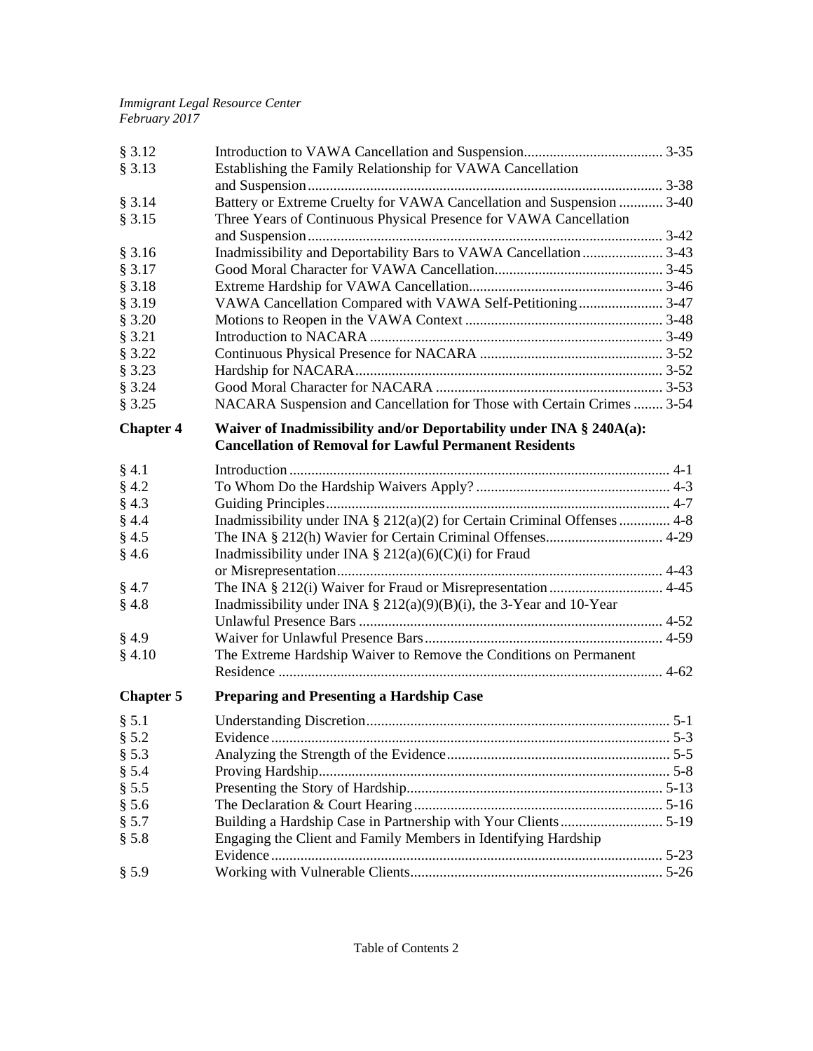| | | |
|---|---|---|
| § 3.12 | Introduction to VAWA Cancellation and Suspension | 3-35 |
| § 3.13 | Establishing the Family Relationship for VAWA Cancellation and Suspension | 3-38 |
| § 3.14 | Battery or Extreme Cruelty for VAWA Cancellation and Suspension | 3-40 |
| § 3.15 | Three Years of Continuous Physical Presence for VAWA Cancellation and Suspension | 3-42 |
| § 3.16 | Inadmissibility and Deportability Bars to VAWA Cancellation | 3-43 |
| § 3.17 | Good Moral Character for VAWA Cancellation | 3-45 |
| § 3.18 | Extreme Hardship for VAWA Cancellation | 3-46 |
| § 3.19 | VAWA Cancellation Compared with VAWA Self-Petitioning | 3-47 |
| § 3.20 | Motions to Reopen in the VAWA Context | 3-48 |
| § 3.21 | Introduction to NACARA | 3-49 |
| § 3.22 | Continuous Physical Presence for NACARA | 3-52 |
| § 3.23 | Hardship for NACARA | 3-52 |
| § 3.24 | Good Moral Character for NACARA | 3-53 |
| § 3.25 | NACARA Suspension and Cancellation for Those with Certain Crimes | 3-54 |

## Chapter 4 Waiver of Inadmissibility and/or Deportability under INA § 240A(a): Cancellation of Removal for Lawful Permanent Residents

| | | |
|---|---|---|
| § 4.1 | Introduction | 4-1 |
| § 4.2 | To Whom Do the Hardship Waivers Apply? | 4-3 |
| § 4.3 | Guiding Principles | 4-7 |
| § 4.4 | Inadmissibility under INA § 212(a)(2) for Certain Criminal Offenses | 4-8 |
| § 4.5 | The INA § 212(h) Wavier for Certain Criminal Offenses | 4-29 |
| § 4.6 | Inadmissibility under INA § 212(a)(6)(C)(i) for Fraud or Misrepresentation | 4-43 |
| § 4.7 | The INA § 212(i) Waiver for Fraud or Misrepresentation | 4-45 |
| § 4.8 | Inadmissibility under INA § 212(a)(9)(B)(i), the 3-Year and 10-Year Unlawful Presence Bars | 4-52 |
| § 4.9 | Waiver for Unlawful Presence Bars | 4-59 |
| § 4.10 | The Extreme Hardship Waiver to Remove the Conditions on Permanent Residence | 4-62 |

## Chapter 5 Preparing and Presenting a Hardship Case

| | | |
|---|---|---|
| § 5.1 | Understanding Discretion | 5-1 |
| § 5.2 | Evidence | 5-3 |
| § 5.3 | Analyzing the Strength of the Evidence | 5-5 |
| § 5.4 | Proving Hardship | 5-8 |
| § 5.5 | Presenting the Story of Hardship | 5-13 |
| § 5.6 | The Declaration & Court Hearing | 5-16 |
| § 5.7 | Building a Hardship Case in Partnership with Your Clients | 5-19 |
| § 5.8 | Engaging the Client and Family Members in Identifying Hardship Evidence | 5-23 |
| § 5.9 | Working with Vulnerable Clients | 5-26 |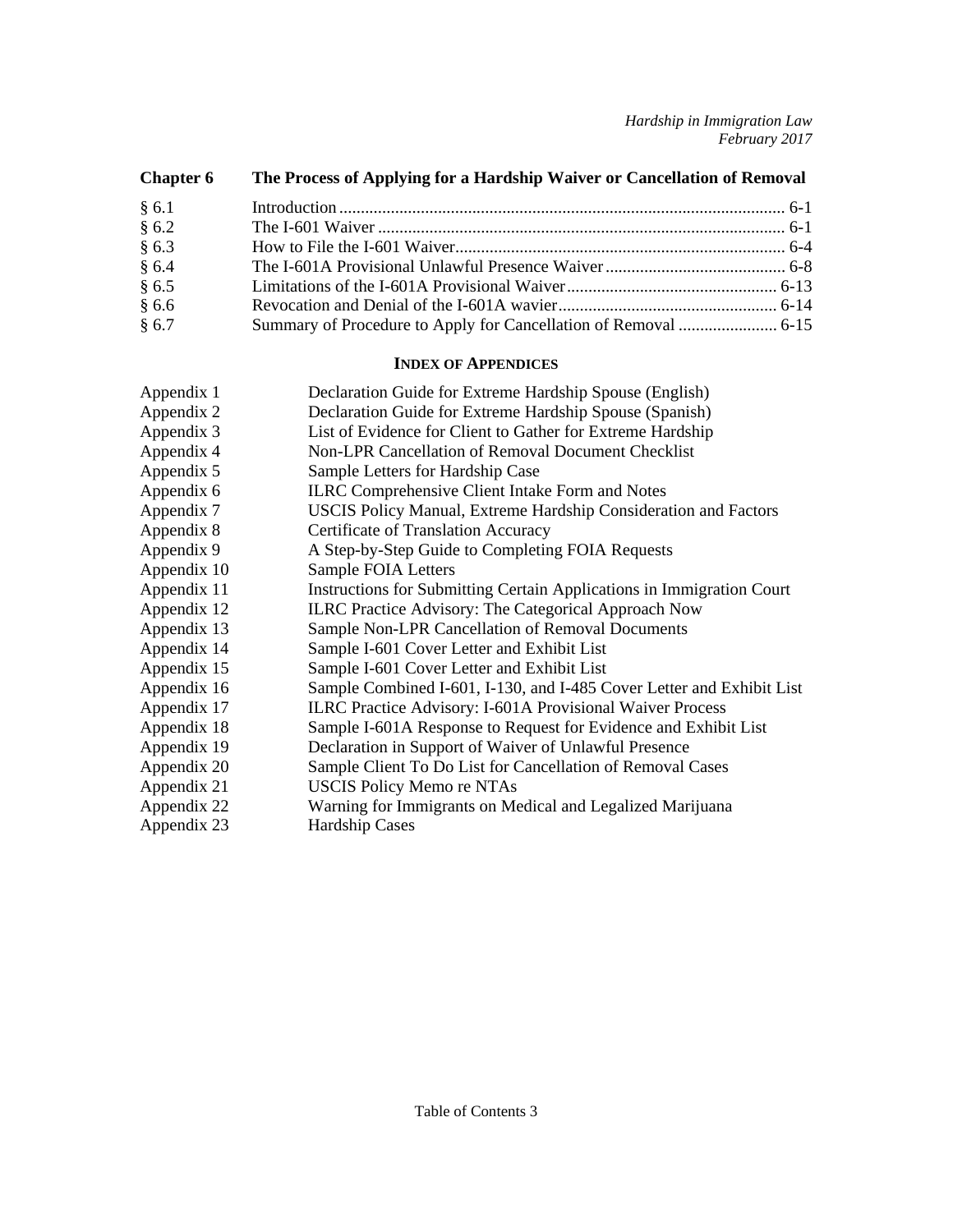## Chapter 6 The Process of Applying for a Hardship Waiver or Cancellation of Removal

| | | |
|---|---|---|
| § 6.1 | Introduction | 6-1 |
| § 6.2 | The I-601 Waiver | 6-1 |
| § 6.3 | How to File the I-601 Waiver | 6-4 |
| § 6.4 | The I-601A Provisional Unlawful Presence Waiver | 6-8 |
| § 6.5 | Limitations of the I-601A Provisional Waiver | 6-13 |
| § 6.6 | Revocation and Denial of the I-601A wavier | 6-14 |
| § 6.7 | Summary of Procedure to Apply for Cancellation of Removal | 6-15 |

### INDEX OF APPENDICES

| | |
|---|---|
| Appendix 1 | Declaration Guide for Extreme Hardship Spouse (English) |
| Appendix 2 | Declaration Guide for Extreme Hardship Spouse (Spanish) |
| Appendix 3 | List of Evidence for Client to Gather for Extreme Hardship |
| Appendix 4 | Non-LPR Cancellation of Removal Document Checklist |
| Appendix 5 | Sample Letters for Hardship Case |
| Appendix 6 | ILRC Comprehensive Client Intake Form and Notes |
| Appendix 7 | USCIS Policy Manual, Extreme Hardship Consideration and Factors |
| Appendix 8 | Certificate of Translation Accuracy |
| Appendix 9 | A Step-by-Step Guide to Completing FOIA Requests |
| Appendix 10 | Sample FOIA Letters |
| Appendix 11 | Instructions for Submitting Certain Applications in Immigration Court |
| Appendix 12 | ILRC Practice Advisory: The Categorical Approach Now |
| Appendix 13 | Sample Non-LPR Cancellation of Removal Documents |
| Appendix 14 | Sample I-601 Cover Letter and Exhibit List |
| Appendix 15 | Sample I-601 Cover Letter and Exhibit List |
| Appendix 16 | Sample Combined I-601, I-130, and I-485 Cover Letter and Exhibit List |
| Appendix 17 | ILRC Practice Advisory: I-601A Provisional Waiver Process |
| Appendix 18 | Sample I-601A Response to Request for Evidence and Exhibit List |
| Appendix 19 | Declaration in Support of Waiver of Unlawful Presence |
| Appendix 20 | Sample Client To Do List for Cancellation of Removal Cases |
| Appendix 21 | USCIS Policy Memo re NTAs |
| Appendix 22 | Warning for Immigrants on Medical and Legalized Marijuana |
| Appendix 23 | Hardship Cases |